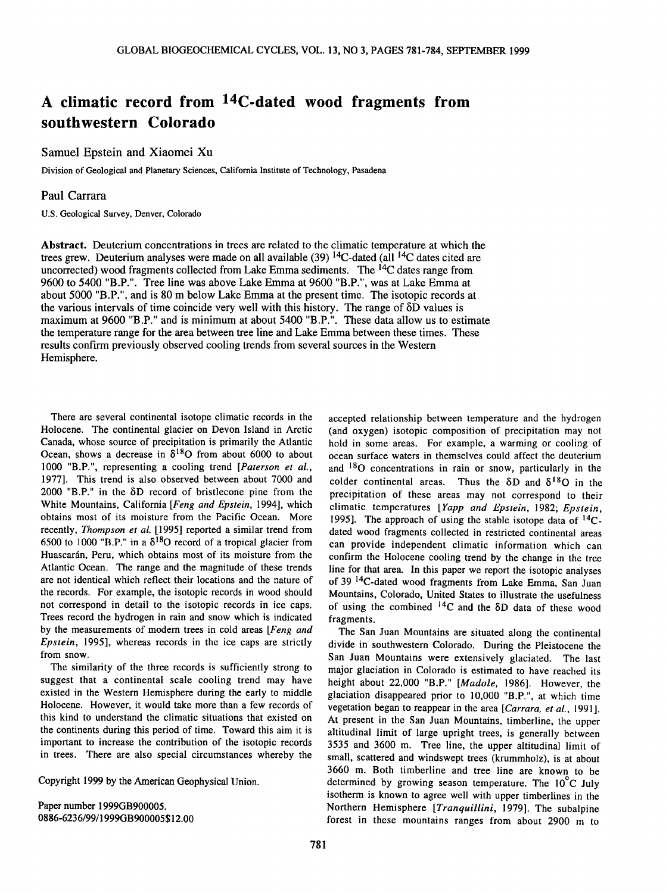# A climatic record from $^{14}C$-dated wood fragments from southwestern Colorado

Samuel Epstein and Xiaomei Xu

Division of Geological and Planetary Sciences, California Institute of Technology, Pasadena

Paul Carrara

U.S. Geological Survey, Denver, Colorado

**Abstract.** Deuterium concentrations in trees are related to the climatic temperature at which the trees grew. Deuterium analyses were made on all available (39) $^{14}C$-dated (all $^{14}C$ dates cited are uncorrected) wood fragments collected from Lake Emma sediments. The $^{14}C$ dates range from 9600 to 5400 "B.P.". Tree line was above Lake Emma at 9600 "B.P.", was at Lake Emma at about 5000 "B.P.", and is 80 m below Lake Emma at the present time. The isotopic records at the various intervals of time coincide very well with this history. The range of $\delta D$ values is maximum at 9600 "B.P." and is minimum at about 5400 "B.P.". These data allow us to estimate the temperature range for the area between tree line and Lake Emma between these times. These results confirm previously observed cooling trends from several sources in the Western Hemisphere.

There are several continental isotope climatic records in the Holocene. The continental glacier on Devon Island in Arctic Canada, whose source of precipitation is primarily the Atlantic Ocean, shows a decrease in $\delta^{18}O$ from about 6000 to about 1000 "B.P.", representing a cooling trend [*Paterson et al.*, 1977]. This trend is also observed between about 7000 and 2000 "B.P." in the $\delta D$ record of bristlecone pine from the White Mountains, California [*Feng and Epstein*, 1994], which obtains most of its moisture from the Pacific Ocean. More recently, *Thompson et al.* [1995] reported a similar trend from 6500 to 1000 "B.P." in a $\delta^{18}O$ record of a tropical glacier from Huascarán, Peru, which obtains most of its moisture from the Atlantic Ocean. The range and the magnitude of these trends are not identical which reflect their locations and the nature of the records. For example, the isotopic records in wood should not correspond in detail to the isotopic records in ice caps. Trees record the hydrogen in rain and snow which is indicated by the measurements of modern trees in cold areas [*Feng and Epstein*, 1995], whereas records in the ice caps are strictly from snow.

The similarity of the three records is sufficiently strong to suggest that a continental scale cooling trend may have existed in the Western Hemisphere during the early to middle Holocene. However, it would take more than a few records of this kind to understand the climatic situations that existed on the continents during this period of time. Toward this aim it is important to increase the contribution of the isotopic records in trees. There are also special circumstances whereby the accepted relationship between temperature and the hydrogen (and oxygen) isotopic composition of precipitation may not hold in some areas. For example, a warming or cooling of ocean surface waters in themselves could affect the deuterium and $^{18}O$ concentrations in rain or snow, particularly in the colder continental areas. Thus the $\delta D$ and $\delta^{18}O$ in the precipitation of these areas may not correspond to their climatic temperatures [*Yapp and Epstein*, 1982; *Epstein*, 1995]. The approach of using the stable isotope data of $^{14}C$-dated wood fragments collected in restricted continental areas can provide independent climatic information which can confirm the Holocene cooling trend by the change in the tree line for that area. In this paper we report the isotopic analyses of 39 $^{14}C$-dated wood fragments from Lake Emma, San Juan Mountains, Colorado, United States to illustrate the usefulness of using the combined $^{14}C$ and the $\delta D$ data of these wood fragments.

The San Juan Mountains are situated along the continental divide in southwestern Colorado. During the Pleistocene the San Juan Mountains were extensively glaciated. The last major glaciation in Colorado is estimated to have reached its height about 22,000 "B.P." [*Madole*, 1986]. However, the glaciation disappeared prior to 10,000 "B.P.", at which time vegetation began to reappear in the area [*Carrara, et al.*, 1991]. At present in the San Juan Mountains, timberline, the upper altitudinal limit of large upright trees, is generally between 3535 and 3600 m. Tree line, the upper altitudinal limit of small, scattered and windswept trees (krummholz), is at about 3660 m. Both timberline and tree line are known to be determined by growing season temperature. The 10°C July isotherm is known to agree well with upper timberlines in the Northern Hemisphere [*Tranquillini*, 1979]. The subalpine forest in these mountains ranges from about 2900 m to

Copyright 1999 by the American Geophysical Union.

Paper number 1999GB900005.
0886-6236/99/1999GB900005$12.00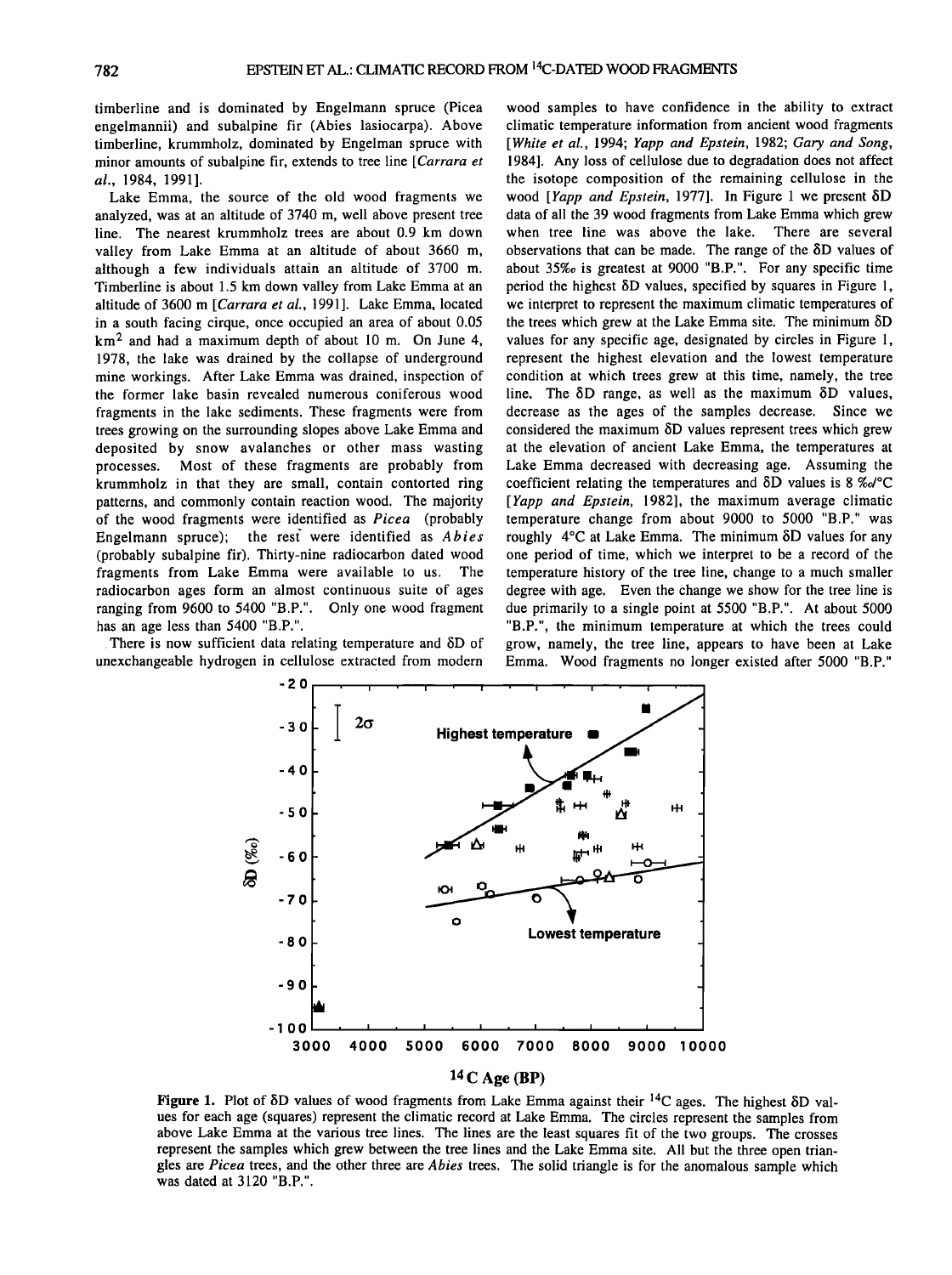timberline and is dominated by Engelmann spruce (Picea engelmannii) and subalpine fir (Abies lasiocarpa). Above timberline, krummholz, dominated by Engelman spruce with minor amounts of subalpine fir, extends to tree line [*Carrara et al.*, 1984, 1991].

Lake Emma, the source of the old wood fragments we analyzed, was at an altitude of 3740 m, well above present tree line. The nearest krummholz trees are about 0.9 km down valley from Lake Emma at an altitude of about 3660 m, although a few individuals attain an altitude of 3700 m. Timberline is about 1.5 km down valley from Lake Emma at an altitude of 3600 m [*Carrara et al.*, 1991]. Lake Emma, located in a south facing cirque, once occupied an area of about 0.05 $km^2$ and had a maximum depth of about 10 m. On June 4, 1978, the lake was drained by the collapse of underground mine workings. After Lake Emma was drained, inspection of the former lake basin revealed numerous coniferous wood fragments in the lake sediments. These fragments were from trees growing on the surrounding slopes above Lake Emma and deposited by snow avalanches or other mass wasting processes. Most of these fragments are probably from krummholz in that they are small, contain contorted ring patterns, and commonly contain reaction wood. The majority of the wood fragments were identified as *Picea* (probably Engelmann spruce); the rest were identified as *Abies* (probably subalpine fir). Thirty-nine radiocarbon dated wood fragments from Lake Emma were available to us. The radiocarbon ages form an almost continuous suite of ages ranging from 9600 to 5400 "B.P.". Only one wood fragment has an age less than 5400 "B.P.".

There is now sufficient data relating temperature and δD of unexchangeable hydrogen in cellulose extracted from modern wood samples to have confidence in the ability to extract climatic temperature information from ancient wood fragments [*White et al.*, 1994; *Yapp and Epstein*, 1982; *Gary and Song*, 1984]. Any loss of cellulose due to degradation does not affect the isotope composition of the remaining cellulose in the wood [*Yapp and Epstein*, 1977]. In Figure 1 we present δD data of all the 39 wood fragments from Lake Emma which grew when tree line was above the lake. There are several observations that can be made. The range of the δD values of about 35‰ is greatest at 9000 "B.P.". For any specific time period the highest δD values, specified by squares in Figure 1, we interpret to represent the maximum climatic temperatures of the trees which grew at the Lake Emma site. The minimum δD values for any specific age, designated by circles in Figure 1, represent the highest elevation and the lowest temperature condition at which trees grew at this time, namely, the tree line. The δD range, as well as the maximum δD values, decrease as the ages of the samples decrease. Since we considered the maximum δD values represent trees which grew at the elevation of ancient Lake Emma, the temperatures at Lake Emma decreased with decreasing age. Assuming the coefficient relating the temperatures and δD values is 8 ‰/°C [*Yapp and Epstein*, 1982], the maximum average climatic temperature change from about 9000 to 5000 "B.P." was roughly 4°C at Lake Emma. The minimum δD values for any one period of time, which we interpret to be a record of the temperature history of the tree line, change to a much smaller degree with age. Even the change we show for the tree line is due primarily to a single point at 5500 "B.P.". At about 5000 "B.P.", the minimum temperature at which the trees could grow, namely, the tree line, appears to have been at Lake Emma. Wood fragments no longer existed after 5000 "B.P."

**Figure 1.** Plot of δD values of wood fragments from Lake Emma against their $^{14}C$ ages. The highest δD values for each age (squares) represent the climatic record at Lake Emma. The circles represent the samples from above Lake Emma at the various tree lines. The lines are the least squares fit of the two groups. The crosses represent the samples which grew between the tree lines and the Lake Emma site. All but the three open triangles are *Picea* trees, and the other three are *Abies* trees. The solid triangle is for the anomalous sample which was dated at 3120 "B.P.".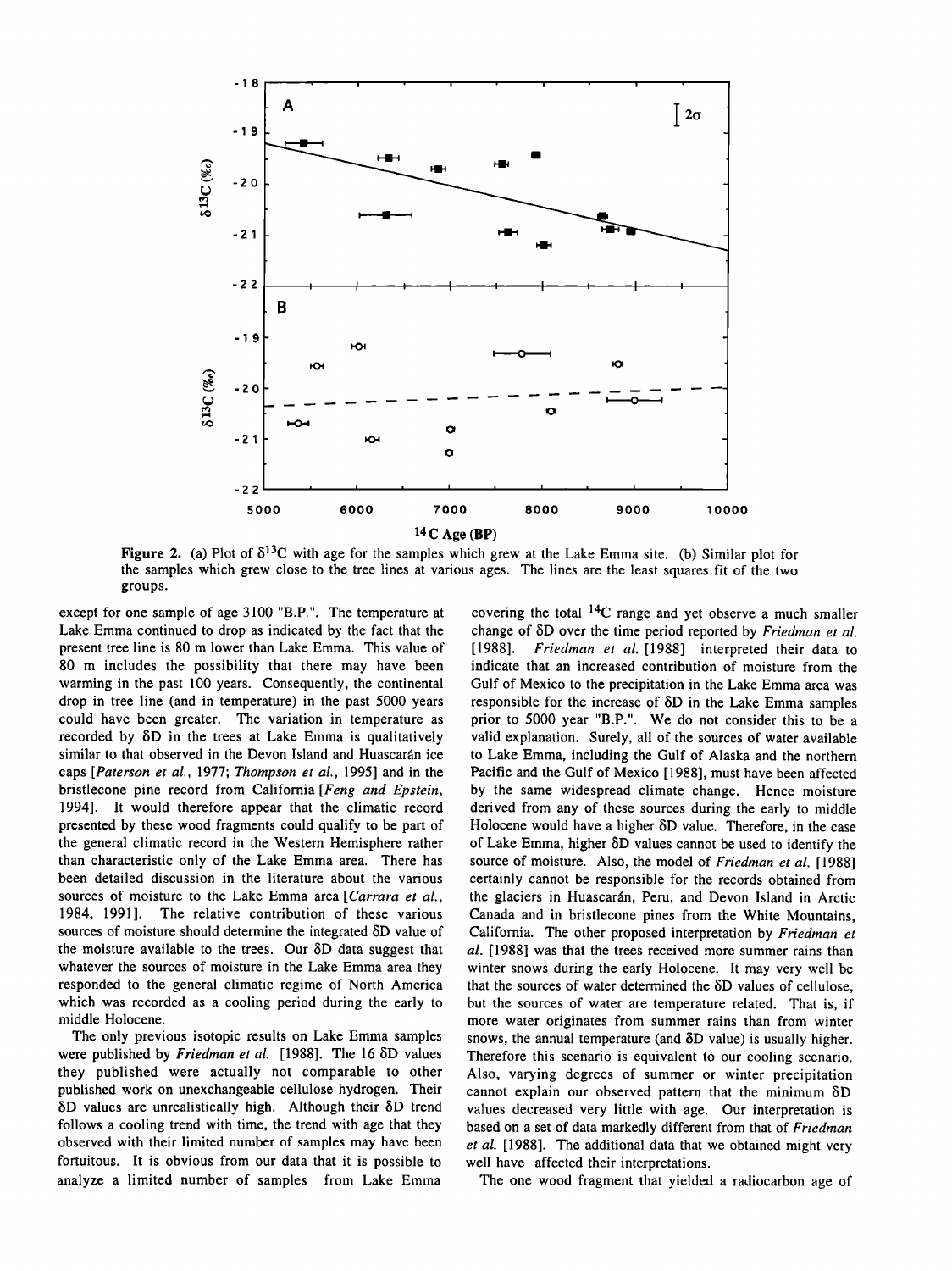**Figure 2.** (a) Plot of $\delta^{13}C$ with age for the samples which grew at the Lake Emma site. (b) Similar plot for the samples which grew close to the tree lines at various ages. The lines are the least squares fit of the two groups.

except for one sample of age 3100 "B.P.". The temperature at Lake Emma continued to drop as indicated by the fact that the present tree line is 80 m lower than Lake Emma. This value of 80 m includes the possibility that there may have been warming in the past 100 years. Consequently, the continental drop in tree line (and in temperature) in the past 5000 years could have been greater. The variation in temperature as recorded by $\delta D$ in the trees at Lake Emma is qualitatively similar to that observed in the Devon Island and Huascarán ice caps [*Paterson et al.*, 1977; *Thompson et al.*, 1995] and in the bristlecone pine record from California [*Feng and Epstein*, 1994]. It would therefore appear that the climatic record presented by these wood fragments could qualify to be part of the general climatic record in the Western Hemisphere rather than characteristic only of the Lake Emma area. There has been detailed discussion in the literature about the various sources of moisture to the Lake Emma area [*Carrara et al.*, 1984, 1991]. The relative contribution of these various sources of moisture should determine the integrated $\delta D$ value of the moisture available to the trees. Our $\delta D$ data suggest that whatever the sources of moisture in the Lake Emma area they responded to the general climatic regime of North America which was recorded as a cooling period during the early to middle Holocene.

The only previous isotopic results on Lake Emma samples were published by *Friedman et al.* [1988]. The 16 $\delta D$ values they published were actually not comparable to other published work on unexchangeable cellulose hydrogen. Their $\delta D$ values are unrealistically high. Although their $\delta D$ trend follows a cooling trend with time, the trend with age that they observed with their limited number of samples may have been fortuitous. It is obvious from our data that it is possible to analyze a limited number of samples from Lake Emma covering the total $^{14}C$ range and yet observe a much smaller change of $\delta D$ over the time period reported by *Friedman et al.* [1988]. *Friedman et al.* [1988] interpreted their data to indicate that an increased contribution of moisture from the Gulf of Mexico to the precipitation in the Lake Emma area was responsible for the increase of $\delta D$ in the Lake Emma samples prior to 5000 year "B.P.". We do not consider this to be a valid explanation. Surely, all of the sources of water available to Lake Emma, including the Gulf of Alaska and the northern Pacific and the Gulf of Mexico [1988], must have been affected by the same widespread climate change. Hence moisture derived from any of these sources during the early to middle Holocene would have a higher $\delta D$ value. Therefore, in the case of Lake Emma, higher $\delta D$ values cannot be used to identify the source of moisture. Also, the model of *Friedman et al.* [1988] certainly cannot be responsible for the records obtained from the glaciers in Huascarán, Peru, and Devon Island in Arctic Canada and in bristlecone pines from the White Mountains, California. The other proposed interpretation by *Friedman et al.* [1988] was that the trees received more summer rains than winter snows during the early Holocene. It may very well be that the sources of water determined the $\delta D$ values of cellulose, but the sources of water are temperature related. That is, if more water originates from summer rains than from winter snows, the annual temperature (and $\delta D$ value) is usually higher. Therefore this scenario is equivalent to our cooling scenario. Also, varying degrees of summer or winter precipitation cannot explain our observed pattern that the minimum $\delta D$ values decreased very little with age. Our interpretation is based on a set of data markedly different from that of *Friedman et al.* [1988]. The additional data that we obtained might very well have affected their interpretations.

The one wood fragment that yielded a radiocarbon age of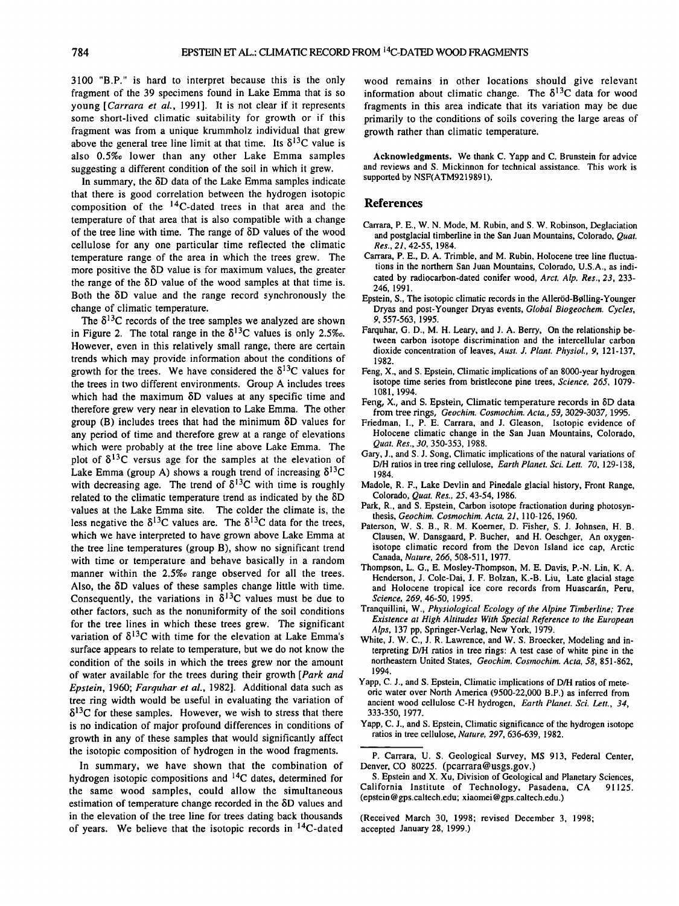3100 "B.P." is hard to interpret because this is the only fragment of the 39 specimens found in Lake Emma that is so young [*Carrara et al.*, 1991]. It is not clear if it represents some short-lived climatic suitability for growth or if this fragment was from a unique krummholz individual that grew above the general tree line limit at that time. Its $\delta^{13}C$ value is also 0.5‰ lower than any other Lake Emma samples suggesting a different condition of the soil in which it grew.

In summary, the $\delta D$ data of the Lake Emma samples indicate that there is good correlation between the hydrogen isotopic composition of the $^{14}C$-dated trees in that area and the temperature of that area that is also compatible with a change of the tree line with time. The range of $\delta D$ values of the wood cellulose for any one particular time reflected the climatic temperature range of the area in which the trees grew. The more positive the $\delta D$ value is for maximum values, the greater the range of the $\delta D$ value of the wood samples at that time is. Both the $\delta D$ value and the range record synchronously the change of climatic temperature.

The $\delta^{13}C$ records of the tree samples we analyzed are shown in Figure 2. The total range in the $\delta^{13}C$ values is only 2.5‰. However, even in this relatively small range, there are certain trends which may provide information about the conditions of growth for the trees. We have considered the $\delta^{13}C$ values for the trees in two different environments. Group A includes trees which had the maximum $\delta D$ values at any specific time and therefore grew very near in elevation to Lake Emma. The other group (B) includes trees that had the minimum $\delta D$ values for any period of time and therefore grew at a range of elevations which were probably at the tree line above Lake Emma. The plot of $\delta^{13}C$ versus age for the samples at the elevation of Lake Emma (group A) shows a rough trend of increasing $\delta^{13}C$ with decreasing age. The trend of $\delta^{13}C$ with time is roughly related to the climatic temperature trend as indicated by the $\delta D$ values at the Lake Emma site. The colder the climate is, the less negative the $\delta^{13}C$ values are. The $\delta^{13}C$ data for the trees, which we have interpreted to have grown above Lake Emma at the tree line temperatures (group B), show no significant trend with time or temperature and behave basically in a random manner within the 2.5‰ range observed for all the trees. Also, the $\delta D$ values of these samples change little with time. Consequently, the variations in $\delta^{13}C$ values must be due to other factors, such as the nonuniformity of the soil conditions for the tree lines in which these trees grew. The significant variation of $\delta^{13}C$ with time for the elevation at Lake Emma's surface appears to relate to temperature, but we do not know the condition of the soils in which the trees grew nor the amount of water available for the trees during their growth [*Park and Epstein*, 1960; *Farquhar et al.*, 1982]. Additional data such as tree ring width would be useful in evaluating the variation of $\delta^{13}C$ for these samples. However, we wish to stress that there is no indication of major profound differences in conditions of growth in any of these samples that would significantly affect the isotopic composition of hydrogen in the wood fragments.

In summary, we have shown that the combination of hydrogen isotopic compositions and $^{14}C$ dates, determined for the same wood samples, could allow the simultaneous estimation of temperature change recorded in the $\delta D$ values and in the elevation of the tree line for trees dating back thousands of years. We believe that the isotopic records in $^{14}C$-dated wood remains in other locations should give relevant information about climatic change. The $\delta^{13}C$ data for wood fragments in this area indicate that its variation may be due primarily to the conditions of soils covering the large areas of growth rather than climatic temperature.

**Acknowledgments.** We thank C. Yapp and C. Brunstein for advice and reviews and S. Mickinnon for technical assistance. This work is supported by NSF(ATM9219891).

## References

Carrara, P. E., W. N. Mode, M. Rubin, and S. W. Robinson, Deglaciation and postglacial timberline in the San Juan Mountains, Colorado, *Quat. Res.*, *21*, 42-55, 1984.

Carrara, P. E., D. A. Trimble, and M. Rubin, Holocene tree line fluctuations in the northern San Juan Mountains, Colorado, U.S.A., as indicated by radiocarbon-dated conifer wood, *Arct. Alp. Res.*, *23*, 233-246, 1991.

Epstein, S., The isotopic climatic records in the Alleröd-Bølling-Younger Dryas and post-Younger Dryas events, *Global Biogeochem. Cycles*, *9*, 557-563, 1995.

Farquhar, G. D., M. H. Leary, and J. A. Berry, On the relationship between carbon isotope discrimination and the intercellular carbon dioxide concentration of leaves, *Aust. J. Plant. Physiol.*, *9*, 121-137, 1982.

Feng, X., and S. Epstein, Climatic implications of an 8000-year hydrogen isotope time series from bristlecone pine trees, *Science*, *265*, 1079-1081, 1994.

Feng, X., and S. Epstein, Climatic temperature records in $\delta D$ data from tree rings, *Geochim. Cosmochim. Acta.*, *59*, 3029-3037, 1995.

Friedman, I., P. E. Carrara, and J. Gleason, Isotopic evidence of Holocene climatic change in the San Juan Mountains, Colorado, *Quat. Res.*, *30*, 350-353, 1988.

Gary, J., and S. J. Song, Climatic implications of the natural variations of D/H ratios in tree ring cellulose, *Earth Planet. Sci. Lett.* *70*, 129-138, 1984.

Madole, R. F., Lake Devlin and Pinedale glacial history, Front Range, Colorado, *Quat. Res.*, *25*, 43-54, 1986.

Park, R., and S. Epstein, Carbon isotope fractionation during photosynthesis, *Geochim. Cosmochim. Acta*, *21*, 110-126, 1960.

Paterson, W. S. B., R. M. Koerner, D. Fisher, S. J. Johnsen, H. B. Clausen, W. Dansgaard, P. Bucher, and H. Oeschger, An oxygen-isotope climatic record from the Devon Island ice cap, Arctic Canada, *Nature*, *266*, 508-511, 1977.

Thompson, L. G., E. Mosley-Thompson, M. E. Davis, P.-N. Lin, K. A. Henderson, J. Cole-Dai, J. F. Bolzan, K.-B. Liu, Late glacial stage and Holocene tropical ice core records from Huascarán, Peru, *Science*, *269*, 46-50, 1995.

Tranquillini, W., *Physiological Ecology of the Alpine Timberline; Tree Existence at High Altitudes With Special Reference to the European Alps*, 137 pp, Springer-Verlag, New York, 1979.

White, J. W. C., J. R. Lawrence, and W. S. Broecker, Modeling and interpreting D/H ratios in tree rings: A test case of white pine in the northeastern United States, *Geochim. Cosmochim. Acta*, *58*, 851-862, 1994.

Yapp, C. J., and S. Epstein, Climatic implications of D/H ratios of meteoric water over North America (9500-22,000 B.P.) as inferred from ancient wood cellulose C-H hydrogen, *Earth Planet. Sci. Lett.*, *34*, 333-350, 1977.

Yapp, C. J., and S. Epstein, Climatic significance of the hydrogen isotope ratios in tree cellulose, *Nature*, *297*, 636-639, 1982.

---

P. Carrara, U. S. Geological Survey, MS 913, Federal Center, Denver, CO 80225. (pcarrara@usgs.gov.)

S. Epstein and X. Xu, Division of Geological and Planetary Sciences, California Institute of Technology, Pasadena, CA 91125. (epstein@gps.caltech.edu; xiaomei@gps.caltech.edu.)

(Received March 30, 1998; revised December 3, 1998; accepted January 28, 1999.)